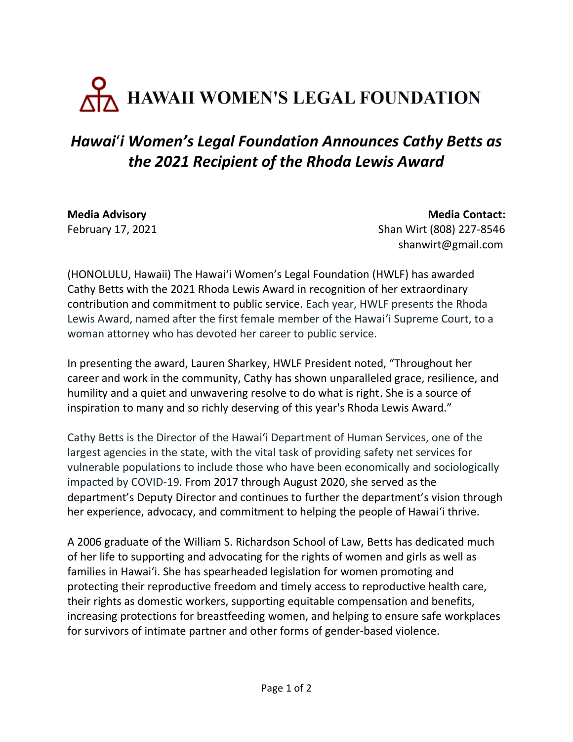# HAWAII WOMEN'S LEGAL FOUNDATION

## *Hawaiʻi Women's Legal Foundation Announces Cathy Betts as the 2021 Recipient of the Rhoda Lewis Award*

**Media Advisory**
February 17, 2021

**Media Contact:**
Shan Wirt (808) 227-8546
shanwirt@gmail.com

(HONOLULU, Hawaii) The Hawaiʻi Women's Legal Foundation (HWLF) has awarded Cathy Betts with the 2021 Rhoda Lewis Award in recognition of her extraordinary contribution and commitment to public service. Each year, HWLF presents the Rhoda Lewis Award, named after the first female member of the Hawaiʻi Supreme Court, to a woman attorney who has devoted her career to public service.

In presenting the award, Lauren Sharkey, HWLF President noted, "Throughout her career and work in the community, Cathy has shown unparalleled grace, resilience, and humility and a quiet and unwavering resolve to do what is right. She is a source of inspiration to many and so richly deserving of this year's Rhoda Lewis Award."

Cathy Betts is the Director of the Hawaiʻi Department of Human Services, one of the largest agencies in the state, with the vital task of providing safety net services for vulnerable populations to include those who have been economically and sociologically impacted by COVID-19. From 2017 through August 2020, she served as the department's Deputy Director and continues to further the department's vision through her experience, advocacy, and commitment to helping the people of Hawaiʻi thrive.

A 2006 graduate of the William S. Richardson School of Law, Betts has dedicated much of her life to supporting and advocating for the rights of women and girls as well as families in Hawaiʻi. She has spearheaded legislation for women promoting and protecting their reproductive freedom and timely access to reproductive health care, their rights as domestic workers, supporting equitable compensation and benefits, increasing protections for breastfeeding women, and helping to ensure safe workplaces for survivors of intimate partner and other forms of gender-based violence.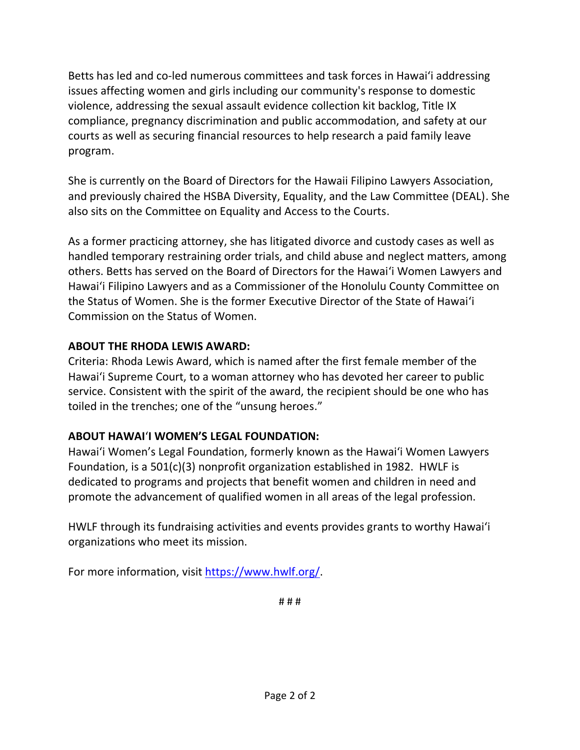Betts has led and co-led numerous committees and task forces in Hawaiʻi addressing issues affecting women and girls including our community's response to domestic violence, addressing the sexual assault evidence collection kit backlog, Title IX compliance, pregnancy discrimination and public accommodation, and safety at our courts as well as securing financial resources to help research a paid family leave program.

She is currently on the Board of Directors for the Hawaii Filipino Lawyers Association, and previously chaired the HSBA Diversity, Equality, and the Law Committee (DEAL). She also sits on the Committee on Equality and Access to the Courts.

As a former practicing attorney, she has litigated divorce and custody cases as well as handled temporary restraining order trials, and child abuse and neglect matters, among others. Betts has served on the Board of Directors for the Hawaiʻi Women Lawyers and Hawaiʻi Filipino Lawyers and as a Commissioner of the Honolulu County Committee on the Status of Women. She is the former Executive Director of the State of Hawaiʻi Commission on the Status of Women.

**ABOUT THE RHODA LEWIS AWARD:**

Criteria: Rhoda Lewis Award, which is named after the first female member of the Hawaiʻi Supreme Court, to a woman attorney who has devoted her career to public service. Consistent with the spirit of the award, the recipient should be one who has toiled in the trenches; one of the "unsung heroes."

**ABOUT HAWAIʻI WOMEN'S LEGAL FOUNDATION:**

Hawaiʻi Women's Legal Foundation, formerly known as the Hawaiʻi Women Lawyers Foundation, is a 501(c)(3) nonprofit organization established in 1982. HWLF is dedicated to programs and projects that benefit women and children in need and promote the advancement of qualified women in all areas of the legal profession.

HWLF through its fundraising activities and events provides grants to worthy Hawaiʻi organizations who meet its mission.

For more information, visit [https://www.hwlf.org/](https://www.hwlf.org/).

# # #